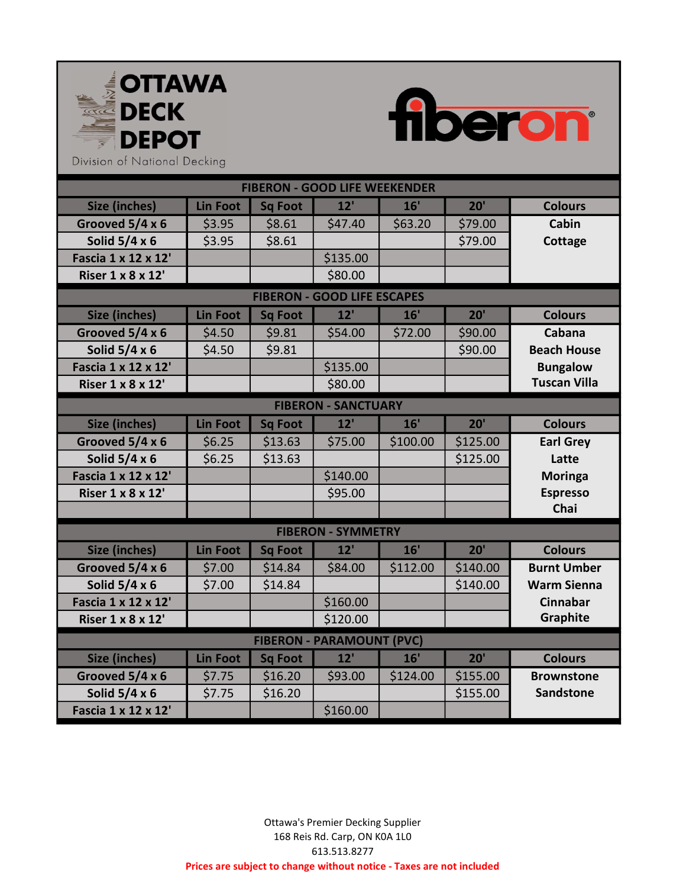# OTTAWA DECK DEPOT

Division of National Decking

fiberon®

## FIBERON - GOOD LIFE WEEKENDER

| Size (inches) | Lin Foot | Sq Foot | 12' | 16' | 20' | Colours |
|---|---|---|---|---|---|---|
| Grooved 5/4 x 6 | $3.95 | $8.61 | $47.40 | $63.20 | $79.00 | Cabin |
| Solid 5/4 x 6 | $3.95 | $8.61 | | | $79.00 | Cottage |
| Fascia 1 x 12 x 12' | | | $135.00 | | | |
| Riser 1 x 8 x 12' | | | $80.00 | | | |

## FIBERON - GOOD LIFE ESCAPES

| Size (inches) | Lin Foot | Sq Foot | 12' | 16' | 20' | Colours |
|---|---|---|---|---|---|---|
| Grooved 5/4 x 6 | $4.50 | $9.81 | $54.00 | $72.00 | $90.00 | Cabana |
| Solid 5/4 x 6 | $4.50 | $9.81 | | | $90.00 | Beach House |
| Fascia 1 x 12 x 12' | | | $135.00 | | | Bungalow |
| Riser 1 x 8 x 12' | | | $80.00 | | | Tuscan Villa |

## FIBERON - SANCTUARY

| Size (inches) | Lin Foot | Sq Foot | 12' | 16' | 20' | Colours |
|---|---|---|---|---|---|---|
| Grooved 5/4 x 6 | $6.25 | $13.63 | $75.00 | $100.00 | $125.00 | Earl Grey |
| Solid 5/4 x 6 | $6.25 | $13.63 | | | $125.00 | Latte |
| Fascia 1 x 12 x 12' | | | $140.00 | | | Moringa |
| Riser 1 x 8 x 12' | | | $95.00 | | | Espresso |
| | | | | | | Chai |

## FIBERON - SYMMETRY

| Size (inches) | Lin Foot | Sq Foot | 12' | 16' | 20' | Colours |
|---|---|---|---|---|---|---|
| Grooved 5/4 x 6 | $7.00 | $14.84 | $84.00 | $112.00 | $140.00 | Burnt Umber |
| Solid 5/4 x 6 | $7.00 | $14.84 | | | $140.00 | Warm Sienna |
| Fascia 1 x 12 x 12' | | | $160.00 | | | Cinnabar |
| Riser 1 x 8 x 12' | | | $120.00 | | | Graphite |

## FIBERON - PARAMOUNT (PVC)

| Size (inches) | Lin Foot | Sq Foot | 12' | 16' | 20' | Colours |
|---|---|---|---|---|---|---|
| Grooved 5/4 x 6 | $7.75 | $16.20 | $93.00 | $124.00 | $155.00 | Brownstone |
| Solid 5/4 x 6 | $7.75 | $16.20 | | | $155.00 | Sandstone |
| Fascia 1 x 12 x 12' | | | $160.00 | | | |

Ottawa's Premier Decking Supplier
168 Reis Rd. Carp, ON K0A 1L0
613.513.8277

**Prices are subject to change without notice - Taxes are not included**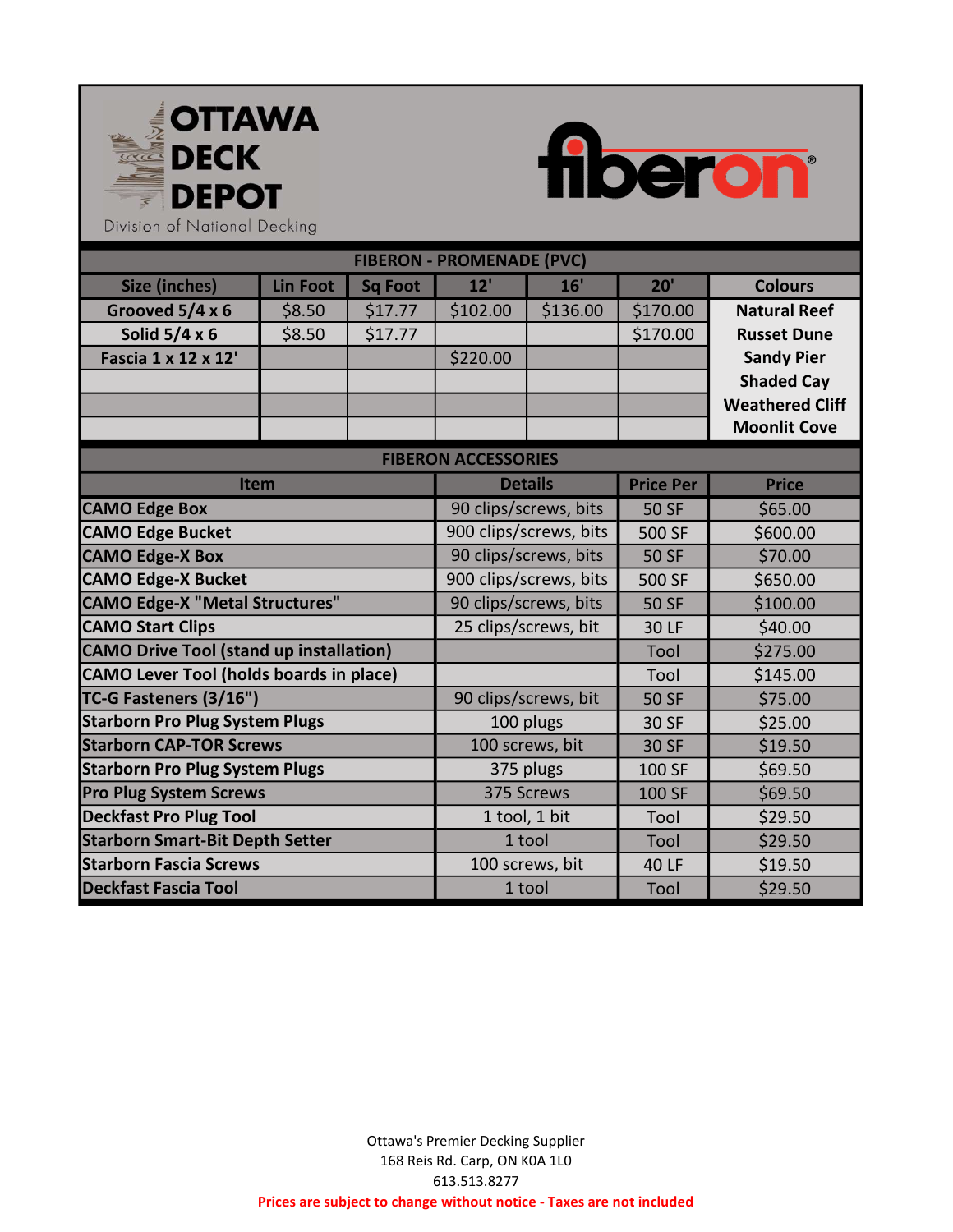OTTAWA DECK DEPOT

Division of National Decking

fiberon®

| FIBERON - PROMENADE (PVC) | | | | | | |
|---|---|---|---|---|---|---|
| **Size (inches)** | **Lin Foot** | **Sq Foot** | **12'** | **16'** | **20'** | **Colours** |
| Grooved 5/4 x 6 | $8.50 | $17.77 | $102.00 | $136.00 | $170.00 | Natural Reef |
| Solid 5/4 x 6 | $8.50 | $17.77 | | | $170.00 | Russet Dune |
| Fascia 1 x 12 x 12' | | | $220.00 | | | Sandy Pier |
| | | | | | | Shaded Cay |
| | | | | | | Weathered Cliff |
| | | | | | | Moonlit Cove |

| FIBERON ACCESSORIES | | | |
|---|---|---|---|
| **Item** | **Details** | **Price Per** | **Price** |
| CAMO Edge Box | 90 clips/screws, bits | 50 SF | $65.00 |
| CAMO Edge Bucket | 900 clips/screws, bits | 500 SF | $600.00 |
| CAMO Edge-X Box | 90 clips/screws, bits | 50 SF | $70.00 |
| CAMO Edge-X Bucket | 900 clips/screws, bits | 500 SF | $650.00 |
| CAMO Edge-X "Metal Structures" | 90 clips/screws, bits | 50 SF | $100.00 |
| CAMO Start Clips | 25 clips/screws, bit | 30 LF | $40.00 |
| CAMO Drive Tool (stand up installation) | | Tool | $275.00 |
| CAMO Lever Tool (holds boards in place) | | Tool | $145.00 |
| TC-G Fasteners (3/16") | 90 clips/screws, bit | 50 SF | $75.00 |
| Starborn Pro Plug System Plugs | 100 plugs | 30 SF | $25.00 |
| Starborn CAP-TOR Screws | 100 screws, bit | 30 SF | $19.50 |
| Starborn Pro Plug System Plugs | 375 plugs | 100 SF | $69.50 |
| Pro Plug System Screws | 375 Screws | 100 SF | $69.50 |
| Deckfast Pro Plug Tool | 1 tool, 1 bit | Tool | $29.50 |
| Starborn Smart-Bit Depth Setter | 1 tool | Tool | $29.50 |
| Starborn Fascia Screws | 100 screws, bit | 40 LF | $19.50 |
| Deckfast Fascia Tool | 1 tool | Tool | $29.50 |

Ottawa's Premier Decking Supplier
168 Reis Rd. Carp, ON K0A 1L0
613.513.8277

**Prices are subject to change without notice - Taxes are not included**